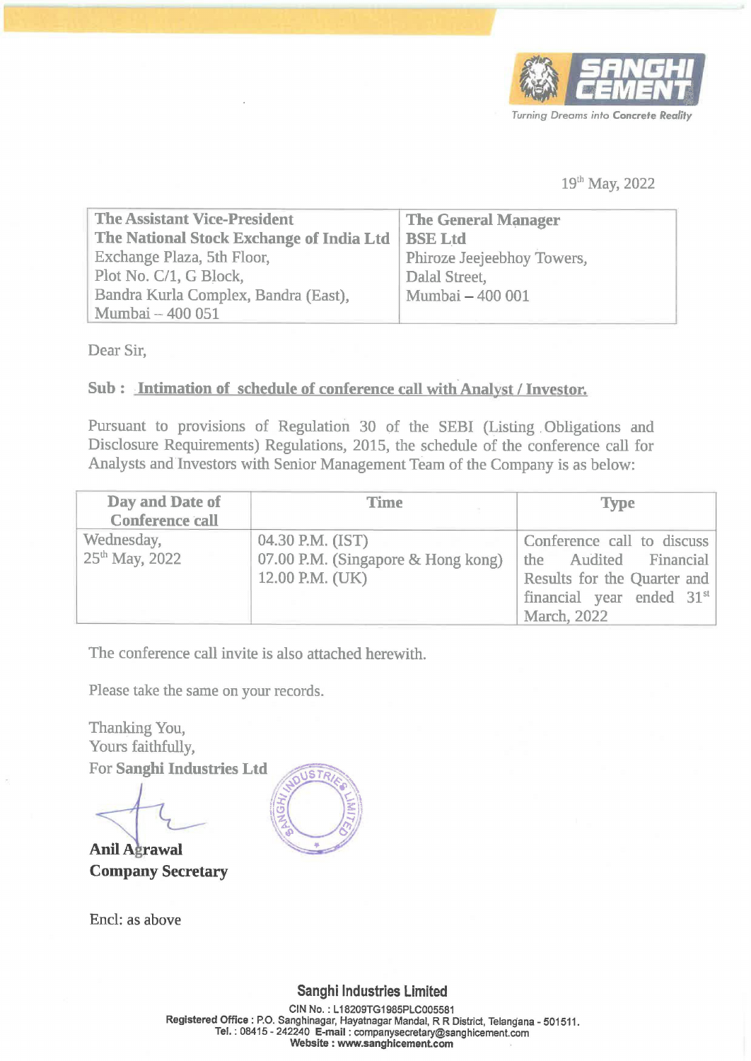SANGHI CEMENT

Turning Dreams into Concrete Reality

19th May, 2022

| **The Assistant Vice-President**<br>**The National Stock Exchange of India Ltd**<br>Exchange Plaza, 5th Floor,<br>Plot No. C/1, G Block,<br>Bandra Kurla Complex, Bandra (East),<br>Mumbai – 400 051 | **The General Manager**<br>**BSE Ltd**<br>Phiroze Jeejeebhoy Towers,<br>Dalal Street,<br>Mumbai – 400 001 |
|---|---|

Dear Sir,

**Sub : Intimation of schedule of conference call with Analyst / Investor.**

Pursuant to provisions of Regulation 30 of the SEBI (Listing Obligations and Disclosure Requirements) Regulations, 2015, the schedule of the conference call for Analysts and Investors with Senior Management Team of the Company is as below:

| Day and Date of Conference call | Time | Type |
|---|---|---|
| Wednesday, 25th May, 2022 | 04.30 P.M. (IST)<br>07.00 P.M. (Singapore & Hong kong)<br>12.00 P.M. (UK) | Conference call to discuss the Audited Financial Results for the Quarter and financial year ended 31st March, 2022 |

The conference call invite is also attached herewith.

Please take the same on your records.

Thanking You,
Yours faithfully,
For **Sanghi Industries Ltd**

**Anil Agrawal**
**Company Secretary**

Encl: as above

**Sanghi Industries Limited**
CIN No. : L18209TG1985PLC005581
**Registered Office** : P.O. Sanghinagar, Hayatnagar Mandal, R R District, Telangana - 501511.
**Tel.** : 08415 - 242240 **E-mail** : companysecretary@sanghicement.com
**Website** : www.sanghicement.com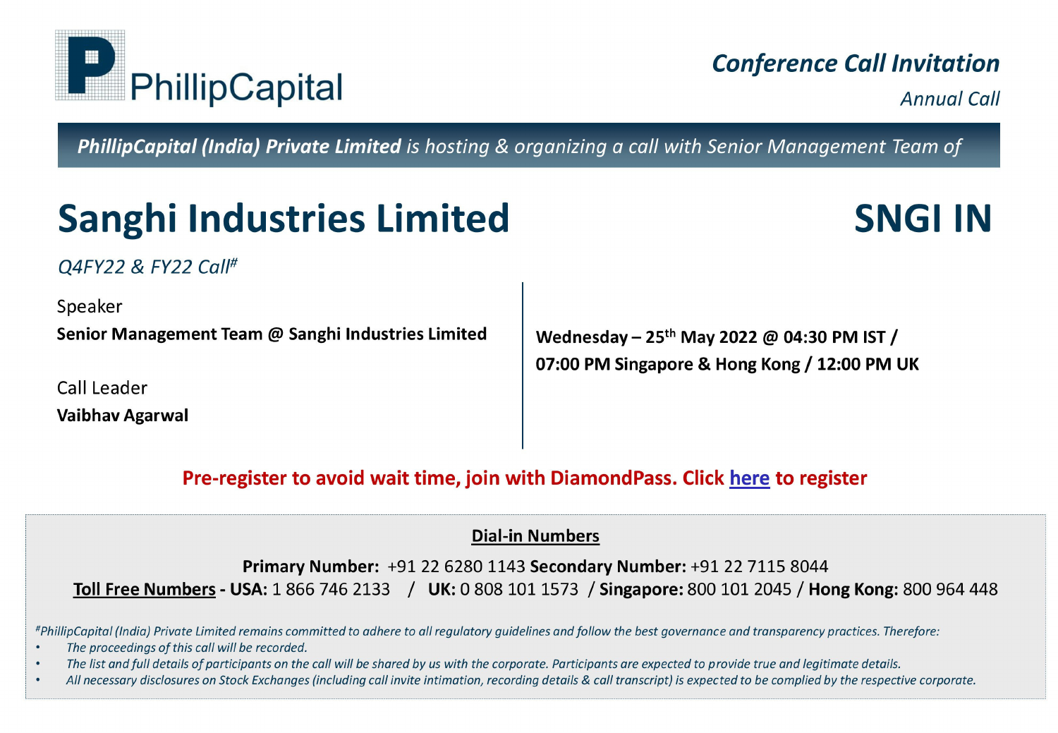PhillipCapital

***Conference Call Invitation***

*Annual Call*

***PhillipCapital (India) Private Limited** is hosting & organizing a call with Senior Management Team of*

# Sanghi Industries Limited

# SNGI IN

*Q4FY22 & FY22 Call#*

Speaker

**Senior Management Team @ Sanghi Industries Limited**

Call Leader

**Vaibhav Agarwal**

**Wednesday – 25th May 2022 @ 04:30 PM IST /**

**07:00 PM Singapore & Hong Kong / 12:00 PM UK**

**Pre-register to avoid wait time, join with DiamondPass. Click here to register**

**Dial-in Numbers**

**Primary Number:** +91 22 6280 1143 **Secondary Number:** +91 22 7115 8044

**Toll Free Numbers - USA:** 1 866 746 2133 / **UK:** 0 808 101 1573 / **Singapore:** 800 101 2045 / **Hong Kong:** 800 964 448

*#PhillipCapital (India) Private Limited remains committed to adhere to all regulatory guidelines and follow the best governance and transparency practices. Therefore:*

- *The proceedings of this call will be recorded.*
- *The list and full details of participants on the call will be shared by us with the corporate. Participants are expected to provide true and legitimate details.*
- *All necessary disclosures on Stock Exchanges (including call invite intimation, recording details & call transcript) is expected to be complied by the respective corporate.*